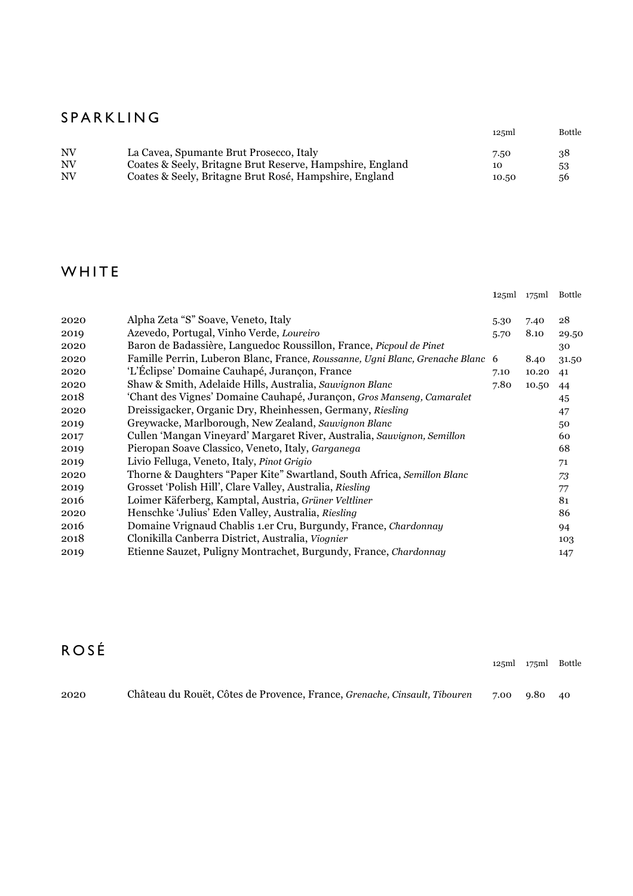## SPARKLING

| | | 125ml | Bottle |
|---|---|---|---|
| NV | La Cavea, Spumante Brut Prosecco, Italy | 7.50 | 38 |
| NV | Coates & Seely, Britagne Brut Reserve, Hampshire, England | 10 | 53 |
| NV | Coates & Seely, Britagne Brut Rosé, Hampshire, England | 10.50 | 56 |

## WHITE

| | | 125ml | 175ml | Bottle |
|---|---|---|---|---|
| 2020 | Alpha Zeta "S" Soave, Veneto, Italy | 5.30 | 7.40 | 28 |
| 2019 | Azevedo, Portugal, Vinho Verde, *Loureiro* | 5.70 | 8.10 | 29.50 |
| 2020 | Baron de Badassière, Languedoc Roussillon, France, *Picpoul de Pinet* | | | 30 |
| 2020 | Famille Perrin, Luberon Blanc, France, *Roussanne, Ugni Blanc, Grenache Blanc* | 6 | 8.40 | 31.50 |
| 2020 | 'L'Éclipse' Domaine Cauhapé, Jurançon, France | 7.10 | 10.20 | 41 |
| 2020 | Shaw & Smith, Adelaide Hills, Australia, *Sauvignon Blanc* | 7.80 | 10.50 | 44 |
| 2018 | 'Chant des Vignes' Domaine Cauhapé, Jurançon, *Gros Manseng, Camaralet* | | | 45 |
| 2020 | Dreissigacker, Organic Dry, Rheinhessen, Germany, *Riesling* | | | 47 |
| 2019 | Greywacke, Marlborough, New Zealand, *Sauvignon Blanc* | | | 50 |
| 2017 | Cullen 'Mangan Vineyard' Margaret River, Australia, *Sauvignon, Semillon* | | | 60 |
| 2019 | Pieropan Soave Classico, Veneto, Italy, *Garganega* | | | 68 |
| 2019 | Livio Felluga, Veneto, Italy, *Pinot Grigio* | | | 71 |
| 2020 | Thorne & Daughters "Paper Kite" Swartland, South Africa, *Semillon Blanc* | | | 73 |
| 2019 | Grosset 'Polish Hill', Clare Valley, Australia, *Riesling* | | | 77 |
| 2016 | Loimer Käferberg, Kamptal, Austria, *Grüner Veltliner* | | | 81 |
| 2020 | Henschke 'Julius' Eden Valley, Australia, *Riesling* | | | 86 |
| 2016 | Domaine Vrignaud Chablis 1.er Cru, Burgundy, France, *Chardonnay* | | | 94 |
| 2018 | Clonikilla Canberra District, Australia, *Viognier* | | | 103 |
| 2019 | Etienne Sauzet, Puligny Montrachet, Burgundy, France, *Chardonnay* | | | 147 |

## ROSÉ

| | | 125ml | 175ml | Bottle |
|---|---|---|---|---|
| 2020 | Château du Rouët, Côtes de Provence, France, *Grenache, Cinsault, Tibouren* | 7.00 | 9.80 | 40 |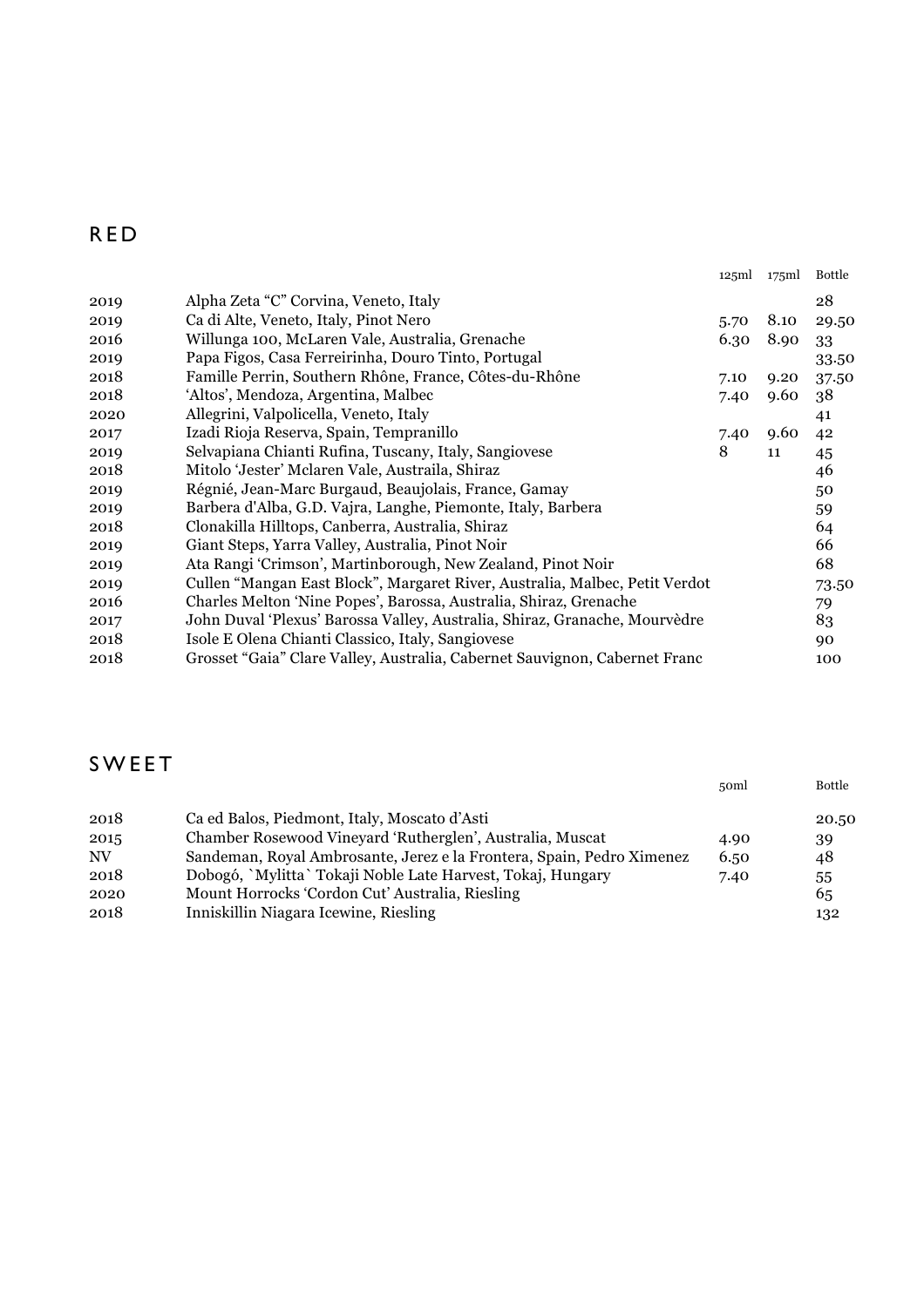## RED

| | | 125ml | 175ml | Bottle |
|---|---|---|---|---|
| 2019 | Alpha Zeta "C" Corvina, Veneto, Italy | | | 28 |
| 2019 | Ca di Alte, Veneto, Italy, Pinot Nero | 5.70 | 8.10 | 29.50 |
| 2016 | Willunga 100, McLaren Vale, Australia, Grenache | 6.30 | 8.90 | 33 |
| 2019 | Papa Figos, Casa Ferreirinha, Douro Tinto, Portugal | | | 33.50 |
| 2018 | Famille Perrin, Southern Rhône, France, Côtes-du-Rhône | 7.10 | 9.20 | 37.50 |
| 2018 | 'Altos', Mendoza, Argentina, Malbec | 7.40 | 9.60 | 38 |
| 2020 | Allegrini, Valpolicella, Veneto, Italy | | | 41 |
| 2017 | Izadi Rioja Reserva, Spain, Tempranillo | 7.40 | 9.60 | 42 |
| 2019 | Selvapiana Chianti Rufina, Tuscany, Italy, Sangiovese | 8 | 11 | 45 |
| 2018 | Mitolo 'Jester' Mclaren Vale, Austraila, Shiraz | | | 46 |
| 2019 | Régnié, Jean-Marc Burgaud, Beaujolais, France, Gamay | | | 50 |
| 2019 | Barbera d'Alba, G.D. Vajra, Langhe, Piemonte, Italy, Barbera | | | 59 |
| 2018 | Clonakilla Hilltops, Canberra, Australia, Shiraz | | | 64 |
| 2019 | Giant Steps, Yarra Valley, Australia, Pinot Noir | | | 66 |
| 2019 | Ata Rangi 'Crimson', Martinborough, New Zealand, Pinot Noir | | | 68 |
| 2019 | Cullen "Mangan East Block", Margaret River, Australia, Malbec, Petit Verdot | | | 73.50 |
| 2016 | Charles Melton 'Nine Popes', Barossa, Australia, Shiraz, Grenache | | | 79 |
| 2017 | John Duval 'Plexus' Barossa Valley, Australia, Shiraz, Granache, Mourvèdre | | | 83 |
| 2018 | Isole E Olena Chianti Classico, Italy, Sangiovese | | | 90 |
| 2018 | Grosset "Gaia" Clare Valley, Australia, Cabernet Sauvignon, Cabernet Franc | | | 100 |

## SWEET

| | | 50ml | Bottle |
|---|---|---|---|
| 2018 | Ca ed Balos, Piedmont, Italy, Moscato d'Asti | | 20.50 |
| 2015 | Chamber Rosewood Vineyard 'Rutherglen', Australia, Muscat | 4.90 | 39 |
| NV | Sandeman, Royal Ambrosante, Jerez e la Frontera, Spain, Pedro Ximenez | 6.50 | 48 |
| 2018 | Dobogó, `Mylitta` Tokaji Noble Late Harvest, Tokaj, Hungary | 7.40 | 55 |
| 2020 | Mount Horrocks 'Cordon Cut' Australia, Riesling | | 65 |
| 2018 | Inniskillin Niagara Icewine, Riesling | | 132 |